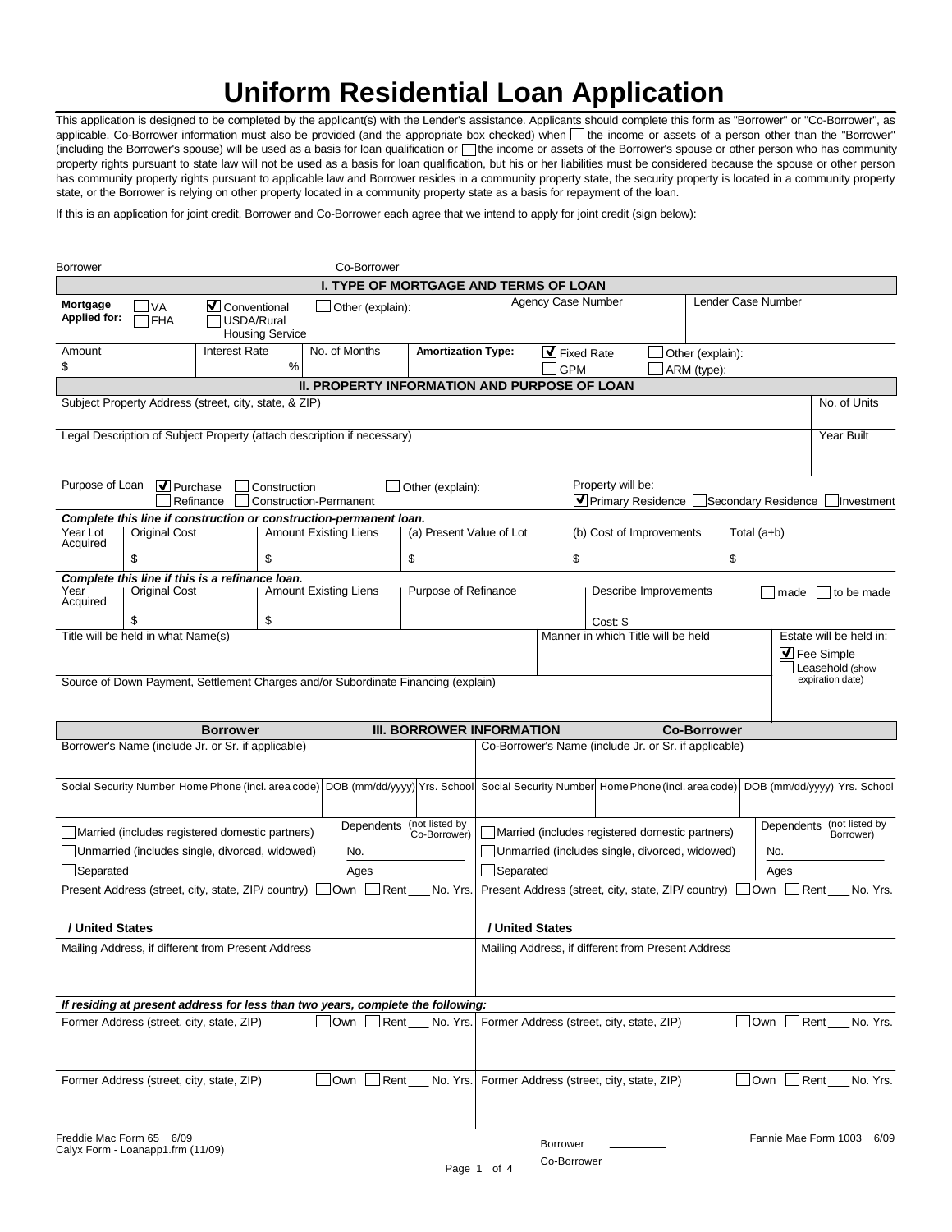# Uniform Residential Loan Application

This application is designed to be completed by the applicant(s) with the Lender's assistance. Applicants should complete this form as "Borrower" or "Co-Borrower", as applicable. Co-Borrower information must also be provided (and the appropriate box checked) when ☐ the income or assets of a person other than the "Borrower" (including the Borrower's spouse) will be used as a basis for loan qualification or ☐ the income or assets of the Borrower's spouse or other person who has community property rights pursuant to state law will not be used as a basis for loan qualification, but his or her liabilities must be considered because the spouse or other person has community property rights pursuant to applicable law and Borrower resides in a community property state, the security property is located in a community property state, or the Borrower is relying on other property located in a community property state as a basis for repayment of the loan.

If this is an application for joint credit, Borrower and Co-Borrower each agree that we intend to apply for joint credit (sign below):

Borrower ____________________ Co-Borrower ____________________

## I. TYPE OF MORTGAGE AND TERMS OF LOAN

| | | | | |
|---|---|---|---|---|
| **Mortgage Applied for:** ☐ VA ☐ FHA ☑ Conventional ☐ USDA/Rural Housing Service ☐ Other (explain): | | | Agency Case Number | Lender Case Number |
| Amount $ | Interest Rate % | No. of Months | **Amortization Type:** ☑ Fixed Rate ☐ GPM ☐ Other (explain): ☐ ARM (type): | |

## II. PROPERTY INFORMATION AND PURPOSE OF LOAN

| | | | | | |
|---|---|---|---|---|---|
| Subject Property Address (street, city, state, & ZIP) | | | | | No. of Units |
| Legal Description of Subject Property (attach description if necessary) | | | | | Year Built |
| Purpose of Loan ☑ Purchase ☐ Refinance ☐ Construction ☐ Construction-Permanent ☐ Other (explain): | | | Property will be: ☑ Primary Residence ☐ Secondary Residence ☐ Investment | | |

***Complete this line if construction or construction-permanent loan.***

| Year Lot Acquired | Original Cost | Amount Existing Liens | (a) Present Value of Lot | (b) Cost of Improvements | Total (a+b) |
|---|---|---|---|---|---|
| | $ | $ | $ | $ | $ |

***Complete this line if this is a refinance loan.***

| Year Acquired | Original Cost | Amount Existing Liens | Purpose of Refinance | Describe Improvements ☐ made ☐ to be made |
|---|---|---|---|---|
| | $ | $ | | Cost: $ |

| | | |
|---|---|---|
| Title will be held in what Name(s) | Manner in which Title will be held | Estate will be held in: ☑ Fee Simple ☐ Leasehold (show expiration date) |
| Source of Down Payment, Settlement Charges and/or Subordinate Financing (explain) | | |

## III. BORROWER INFORMATION

| Borrower | Co-Borrower |
|---|---|
| Borrower's Name (include Jr. or Sr. if applicable) | Co-Borrower's Name (include Jr. or Sr. if applicable) |
| Social Security Number / Home Phone (incl. area code) / DOB (mm/dd/yyyy) / Yrs. School | Social Security Number / Home Phone (incl. area code) / DOB (mm/dd/yyyy) / Yrs. School |
| ☐ Married (includes registered domestic partners) ☐ Unmarried (includes single, divorced, widowed) ☐ Separated — Dependents (not listed by Co-Borrower) No. Ages | ☐ Married (includes registered domestic partners) ☐ Unmarried (includes single, divorced, widowed) ☐ Separated — Dependents (not listed by Borrower) No. Ages |
| Present Address (street, city, state, ZIP/ country) ☐ Own ☐ Rent ___ No. Yrs. **/ United States** | Present Address (street, city, state, ZIP/ country) ☐ Own ☐ Rent ___ No. Yrs. **/ United States** |
| Mailing Address, if different from Present Address | Mailing Address, if different from Present Address |

***If residing at present address for less than two years, complete the following:***

| | |
|---|---|
| Former Address (street, city, state, ZIP) ☐ Own ☐ Rent ___ No. Yrs. | Former Address (street, city, state, ZIP) ☐ Own ☐ Rent ___ No. Yrs. |
| Former Address (street, city, state, ZIP) ☐ Own ☐ Rent ___ No. Yrs. | Former Address (street, city, state, ZIP) ☐ Own ☐ Rent ___ No. Yrs. |

Freddie Mac Form 65 6/09
Calyx Form - Loanapp1.frm (11/09)

Borrower ________
Co-Borrower ________

Fannie Mae Form 1003 6/09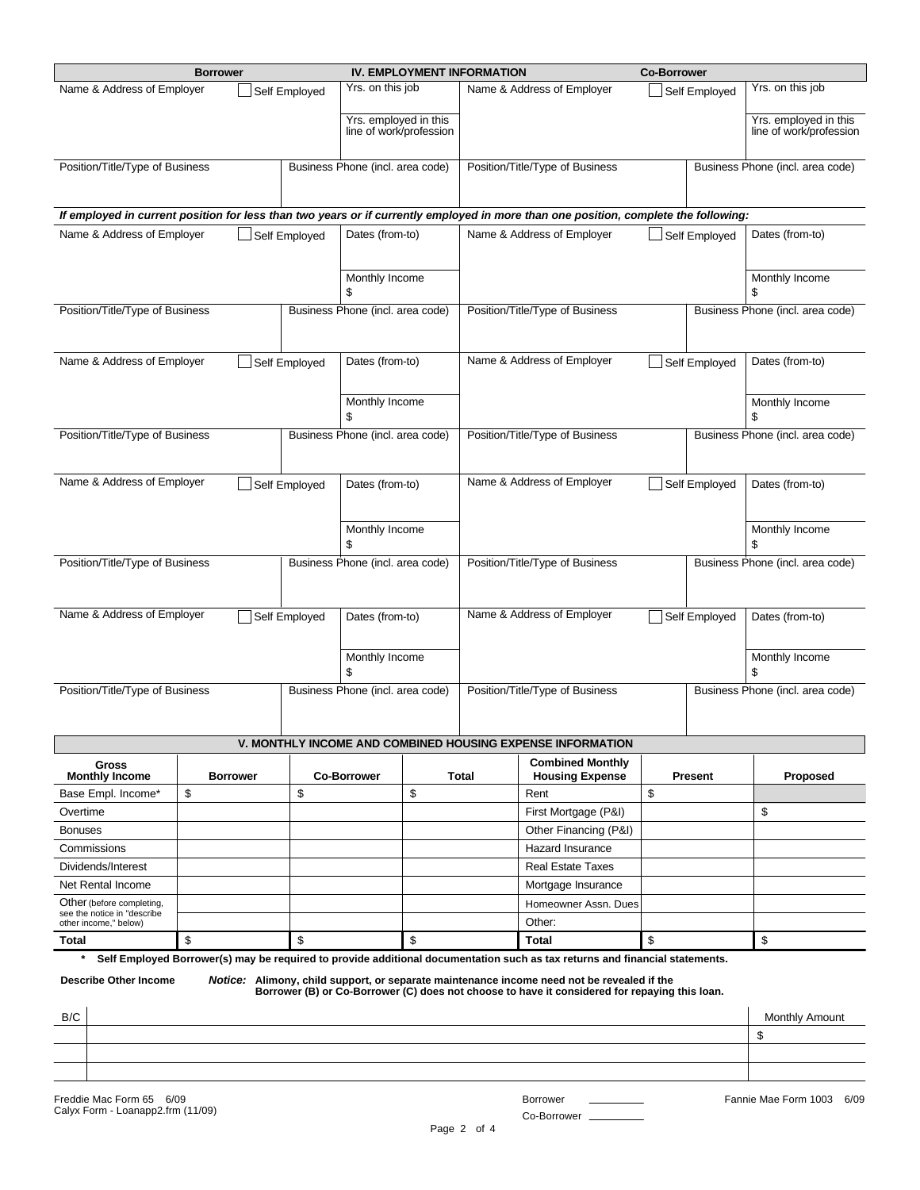## IV. EMPLOYMENT INFORMATION

| Borrower | | | Co-Borrower | | |
|---|---|---|---|---|---|
| Name & Address of Employer | ☐ Self Employed | Yrs. on this job | Name & Address of Employer | ☐ Self Employed | Yrs. on this job |
| | | Yrs. employed in this line of work/profession | | | Yrs. employed in this line of work/profession |
| Position/Title/Type of Business | | Business Phone (incl. area code) | Position/Title/Type of Business | | Business Phone (incl. area code) |

***If employed in current position for less than two years or if currently employed in more than one position, complete the following:***

| Borrower | | | Co-Borrower | | |
|---|---|---|---|---|---|
| Name & Address of Employer | ☐ Self Employed | Dates (from-to) | Name & Address of Employer | ☐ Self Employed | Dates (from-to) |
| | | Monthly Income $ | | | Monthly Income $ |
| Position/Title/Type of Business | | Business Phone (incl. area code) | Position/Title/Type of Business | | Business Phone (incl. area code) |
| Name & Address of Employer | ☐ Self Employed | Dates (from-to) | Name & Address of Employer | ☐ Self Employed | Dates (from-to) |
| | | Monthly Income $ | | | Monthly Income $ |
| Position/Title/Type of Business | | Business Phone (incl. area code) | Position/Title/Type of Business | | Business Phone (incl. area code) |
| Name & Address of Employer | ☐ Self Employed | Dates (from-to) | Name & Address of Employer | ☐ Self Employed | Dates (from-to) |
| | | Monthly Income $ | | | Monthly Income $ |
| Position/Title/Type of Business | | Business Phone (incl. area code) | Position/Title/Type of Business | | Business Phone (incl. area code) |
| Name & Address of Employer | ☐ Self Employed | Dates (from-to) | Name & Address of Employer | ☐ Self Employed | Dates (from-to) |
| | | Monthly Income $ | | | Monthly Income $ |
| Position/Title/Type of Business | | Business Phone (incl. area code) | Position/Title/Type of Business | | Business Phone (incl. area code) |

## V. MONTHLY INCOME AND COMBINED HOUSING EXPENSE INFORMATION

| Gross Monthly Income | Borrower | Co-Borrower | Total | Combined Monthly Housing Expense | Present | Proposed |
|---|---|---|---|---|---|---|
| Base Empl. Income* | $ | $ | $ | Rent | $ | |
| Overtime | | | | First Mortgage (P&I) | | $ |
| Bonuses | | | | Other Financing (P&I) | | |
| Commissions | | | | Hazard Insurance | | |
| Dividends/Interest | | | | Real Estate Taxes | | |
| Net Rental Income | | | | Mortgage Insurance | | |
| Other (before completing, see the notice in "describe other income," below) | | | | Homeowner Assn. Dues | | |
| | | | | Other: | | |
| **Total** | $ | $ | $ | **Total** | $ | $ |

\* **Self Employed Borrower(s) may be required to provide additional documentation such as tax returns and financial statements.**

**Describe Other Income** ***Notice:*** **Alimony, child support, or separate maintenance income need not be revealed if the Borrower (B) or Co-Borrower (C) does not choose to have it considered for repaying this loan.**

| B/C | | Monthly Amount |
|---|---|---|
| | | $ |
| | | |
| | | |

Freddie Mac Form 65 6/09
Calyx Form - Loanapp2.frm (11/09)

Borrower __________
Co-Borrower __________

Fannie Mae Form 1003 6/09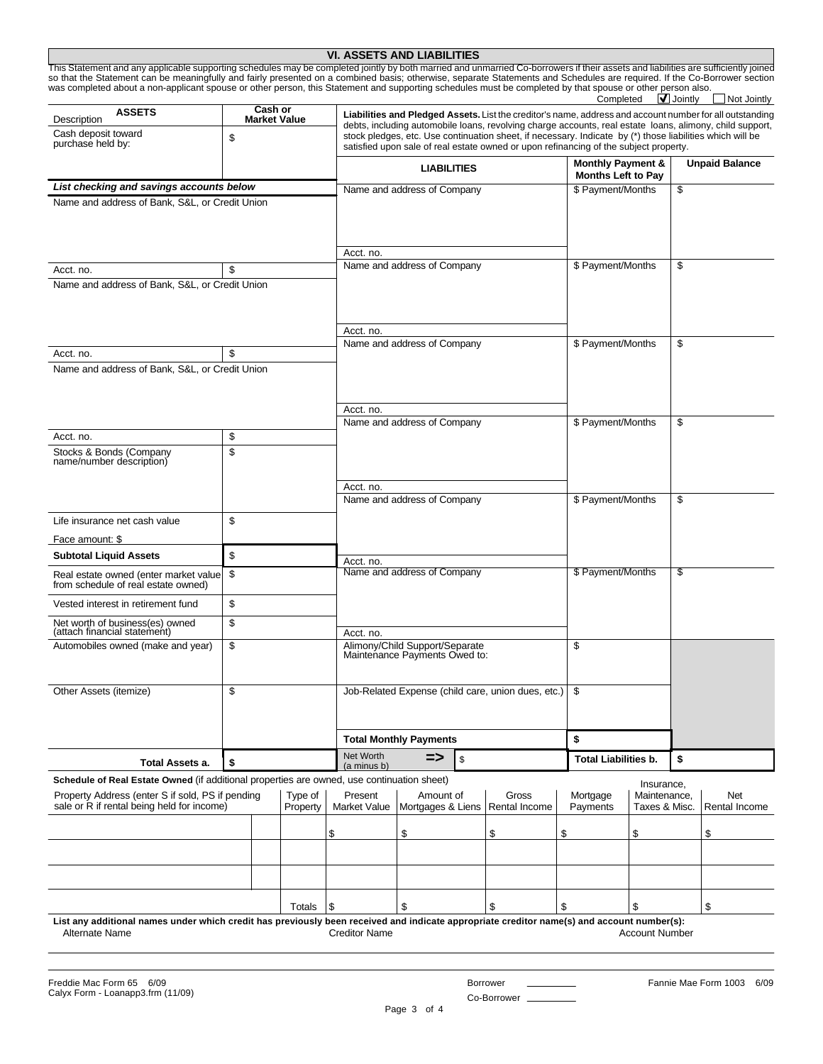## VI. ASSETS AND LIABILITIES

This Statement and any applicable supporting schedules may be completed jointly by both married and unmarried Co-borrowers if their assets and liabilities are sufficiently joined so that the Statement can be meaningfully and fairly presented on a combined basis; otherwise, separate Statements and Schedules are required. If the Co-Borrower section was completed about a non-applicant spouse or other person, this Statement and supporting schedules must be completed by that spouse or other person also.

Completed ☑ Jointly ☐ Not Jointly

| ASSETS Description | Cash or Market Value |
|---|---|
| Cash deposit toward purchase held by: | $ |
| ***List checking and savings accounts below*** | |
| Name and address of Bank, S&L, or Credit Union | |
| Acct. no. | $ |
| Name and address of Bank, S&L, or Credit Union | |
| Acct. no. | $ |
| Name and address of Bank, S&L, or Credit Union | |
| Acct. no. | $ |
| Stocks & Bonds (Company name/number description) | $ |
| Life insurance net cash value | $ |
| Face amount: $ | |
| **Subtotal Liquid Assets** | $ |
| Real estate owned (enter market value from schedule of real estate owned) | $ |
| Vested interest in retirement fund | $ |
| Net worth of business(es) owned (attach financial statement) | $ |
| Automobiles owned (make and year) | $ |
| Other Assets (itemize) | $ |
| **Total Assets a.** | **$** |

**Liabilities and Pledged Assets.** List the creditor's name, address and account number for all outstanding debts, including automobile loans, revolving charge accounts, real estate loans, alimony, child support, stock pledges, etc. Use continuation sheet, if necessary. Indicate by (*) those liabilities which will be satisfied upon sale of real estate owned or upon refinancing of the subject property.

| LIABILITIES | Monthly Payment & Months Left to Pay | Unpaid Balance |
|---|---|---|
| Name and address of Company<br>Acct. no. | $ Payment/Months | $ |
| Name and address of Company<br>Acct. no. | $ Payment/Months | $ |
| Name and address of Company<br>Acct. no. | $ Payment/Months | $ |
| Name and address of Company<br>Acct. no. | $ Payment/Months | $ |
| Name and address of Company<br>Acct. no. | $ Payment/Months | $ |
| Name and address of Company<br>Acct. no. | $ Payment/Months | $ |
| Alimony/Child Support/Separate Maintenance Payments Owed to: | $ | |
| Job-Related Expense (child care, union dues, etc.) | $ | |
| **Total Monthly Payments** | **$** | |
| Net Worth (a minus b) => $ | **Total Liabilities b.** | **$** |

**Schedule of Real Estate Owned** (if additional properties are owned, use continuation sheet)

| Property Address (enter S if sold, PS if pending sale or R if rental being held for income) | | Type of Property | Present Market Value | Amount of Mortgages & Liens | Gross Rental Income | Mortgage Payments | Insurance, Maintenance, Taxes & Misc. | Net Rental Income |
|---|---|---|---|---|---|---|---|---|
| | | | $ | $ | $ | $ | $ | $ |
| | | | | | | | | |
| | | | | | | | | |
| | | Totals | $ | $ | $ | $ | $ | $ |

**List any additional names under which credit has previously been received and indicate appropriate creditor name(s) and account number(s):**

| Alternate Name | Creditor Name | Account Number |
|---|---|---|
| | | |

Freddie Mac Form 65 6/09
Calyx Form - Loanapp3.frm (11/09)

Borrower ________
Co-Borrower ________

Fannie Mae Form 1003 6/09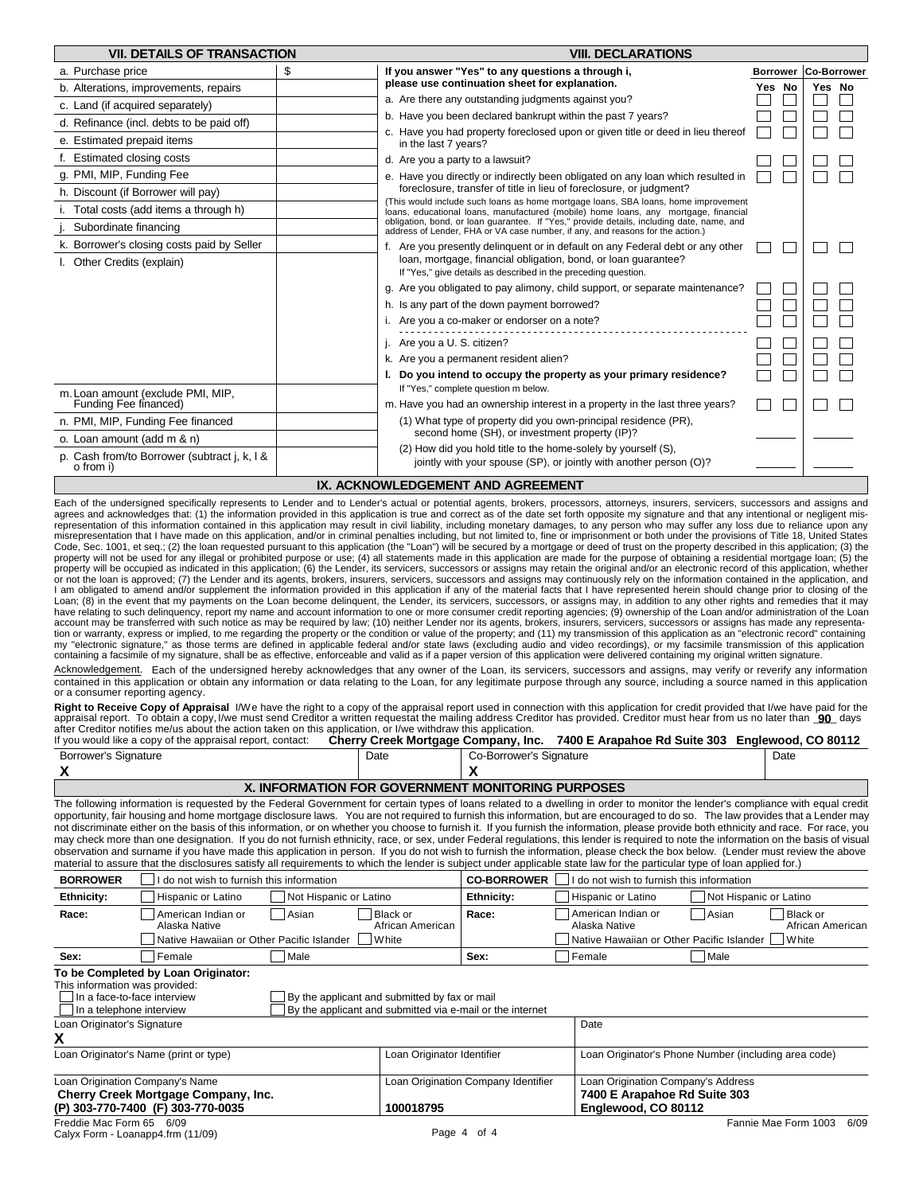## VII. DETAILS OF TRANSACTION

| | |
|---|---|
| a. Purchase price | $ |
| b. Alterations, improvements, repairs | |
| c. Land (if acquired separately) | |
| d. Refinance (incl. debts to be paid off) | |
| e. Estimated prepaid items | |
| f. Estimated closing costs | |
| g. PMI, MIP, Funding Fee | |
| h. Discount (if Borrower will pay) | |
| i. Total costs (add items a through h) | |
| j. Subordinate financing | |
| k. Borrower's closing costs paid by Seller | |
| l. Other Credits (explain) | |
| m. Loan amount (exclude PMI, MIP, Funding Fee financed) | |
| n. PMI, MIP, Funding Fee financed | |
| o. Loan amount (add m & n) | |
| p. Cash from/to Borrower (subtract j, k, l & o from i) | |

## VIII. DECLARATIONS

| If you answer "Yes" to any questions a through i, please use continuation sheet for explanation. | Borrower Yes | Borrower No | Co-Borrower Yes | Co-Borrower No |
|---|---|---|---|---|
| a. Are there any outstanding judgments against you? | ☐ | ☐ | ☐ | ☐ |
| b. Have you been declared bankrupt within the past 7 years? | ☐ | ☐ | ☐ | ☐ |
| c. Have you had property foreclosed upon or given title or deed in lieu thereof in the last 7 years? | ☐ | ☐ | ☐ | ☐ |
| d. Are you a party to a lawsuit? | ☐ | ☐ | ☐ | ☐ |
| e. Have you directly or indirectly been obligated on any loan which resulted in foreclosure, transfer of title in lieu of foreclosure, or judgment? (This would include such loans as home mortgage loans, SBA loans, home improvement loans, educational loans, manufactured (mobile) home loans, any mortgage, financial obligation, bond, or loan guarantee. If "Yes," provide details, including date, name, and address of Lender, FHA or VA case number, if any, and reasons for the action.) | ☐ | ☐ | ☐ | ☐ |
| f. Are you presently delinquent or in default on any Federal debt or any other loan, mortgage, financial obligation, bond, or loan guarantee? If "Yes," give details as described in the preceding question. | ☐ | ☐ | ☐ | ☐ |
| g. Are you obligated to pay alimony, child support, or separate maintenance? | ☐ | ☐ | ☐ | ☐ |
| h. Is any part of the down payment borrowed? | ☐ | ☐ | ☐ | ☐ |
| i. Are you a co-maker or endorser on a note? | ☐ | ☐ | ☐ | ☐ |
| j. Are you a U. S. citizen? | ☐ | ☐ | ☐ | ☐ |
| k. Are you a permanent resident alien? | ☐ | ☐ | ☐ | ☐ |
| **l. Do you intend to occupy the property as your primary residence?** If "Yes," complete question m below. | ☐ | ☐ | ☐ | ☐ |
| m. Have you had an ownership interest in a property in the last three years? | ☐ | ☐ | ☐ | ☐ |
| (1) What type of property did you own-principal residence (PR), second home (SH), or investment property (IP)? | ______ | | ______ | |
| (2) How did you hold title to the home-solely by yourself (S), jointly with your spouse (SP), or jointly with another person (O)? | ______ | | ______ | |

## IX. ACKNOWLEDGEMENT AND AGREEMENT

Each of the undersigned specifically represents to Lender and to Lender's actual or potential agents, brokers, processors, attorneys, insurers, servicers, successors and assigns and agrees and acknowledges that: (1) the information provided in this application is true and correct as of the date set forth opposite my signature and that any intentional or negligent misrepresentation of this information contained in this application may result in civil liability, including monetary damages, to any person who may suffer any loss due to reliance upon any misrepresentation that I have made on this application, and/or in criminal penalties including, but not limited to, fine or imprisonment or both under the provisions of Title 18, United States Code, Sec. 1001, et seq.; (2) the loan requested pursuant to this application (the "Loan") will be secured by a mortgage or deed of trust on the property described in this application; (3) the property will not be used for any illegal or prohibited purpose or use; (4) all statements made in this application are made for the purpose of obtaining a residential mortgage loan; (5) the property will be occupied as indicated in this application; (6) the Lender, its servicers, successors or assigns may retain the original and/or an electronic record of this application, whether or not the loan is approved; (7) the Lender and its agents, brokers, insurers, servicers, successors and assigns may continuously rely on the information contained in the application, and I am obligated to amend and/or supplement the information provided in this application if any of the material facts that I have represented herein should change prior to closing of the Loan; (8) in the event that my payments on the Loan become delinquent, the Lender, its servicers, successors, or assigns may, in addition to any other rights and remedies that it may have relating to such delinquency, report my name and account information to one or more consumer credit reporting agencies; (9) ownership of the Loan and/or administration of the Loan account may be transferred with such notice as may be required by law; (10) neither Lender nor its agents, brokers, insurers, servicers, successors or assigns has made any representation or warranty, express or implied, to me regarding the property or the condition or value of the property; and (11) my transmission of this application as an "electronic record" containing my "electronic signature," as those terms are defined in applicable federal and/or state laws (excluding audio and video recordings), or my facsimile transmission of this application containing a facsimile of my signature, shall be as effective, enforceable and valid as if a paper version of this application were delivered containing my original written signature.

Acknowledgement. Each of the undersigned hereby acknowledges that any owner of the Loan, its servicers, successors and assigns, may verify or reverify any information contained in this application or obtain any information or data relating to the Loan, for any legitimate purpose through any source, including a source named in this application or a consumer reporting agency.

**Right to Receive Copy of Appraisal** I/We have the right to a copy of the appraisal report used in connection with this application for credit provided that I/we have paid for the appraisal report. To obtain a copy, I/we must send Creditor a written requestat the mailing address Creditor has provided. Creditor must hear from us no later than **90** days after Creditor notifies me/us about the action taken on this application, or I/we withdraw this application.

If you would like a copy of the appraisal report, contact: **Cherry Creek Mortgage Company, Inc. 7400 E Arapahoe Rd Suite 303 Englewood, CO 80112**

| Borrower's Signature | Date | Co-Borrower's Signature | Date |
|---|---|---|---|
| X | | X | |

## X. INFORMATION FOR GOVERNMENT MONITORING PURPOSES

The following information is requested by the Federal Government for certain types of loans related to a dwelling in order to monitor the lender's compliance with equal credit opportunity, fair housing and home mortgage disclosure laws. You are not required to furnish this information, but are encouraged to do so. The law provides that a Lender may not discriminate either on the basis of this information, or on whether you choose to furnish it. If you furnish the information, please provide both ethnicity and race. For race, you may check more than one designation. If you do not furnish ethnicity, race, or sex, under Federal regulations, this lender is required to note the information on the basis of visual observation and surname if you have made this application in person. If you do not wish to furnish the information, please check the box below. (Lender must review the above material to assure that the disclosures satisfy all requirements to which the lender is subject under applicable state law for the particular type of loan applied for.)

| | | | | | | | |
|---|---|---|---|---|---|---|---|
| **BORROWER** | ☐ I do not wish to furnish this information | | | **CO-BORROWER** | ☐ I do not wish to furnish this information | | |
| **Ethnicity:** | ☐ Hispanic or Latino | ☐ Not Hispanic or Latino | | **Ethnicity:** | ☐ Hispanic or Latino | ☐ Not Hispanic or Latino | |
| **Race:** | ☐ American Indian or Alaska Native | ☐ Asian | ☐ Black or African American | **Race:** | ☐ American Indian or Alaska Native | ☐ Asian | ☐ Black or African American |
| | ☐ Native Hawaiian or Other Pacific Islander | | ☐ White | | ☐ Native Hawaiian or Other Pacific Islander | | ☐ White |
| **Sex:** | ☐ Female | ☐ Male | | **Sex:** | ☐ Female | ☐ Male | |

**To be Completed by Loan Originator:**

This information was provided:

☐ In a face-to-face interview
☐ In a telephone interview
☐ By the applicant and submitted by fax or mail
☐ By the applicant and submitted via e-mail or the internet

| Loan Originator's Signature | | Date |
|---|---|---|
| X | | |
| Loan Originator's Name (print or type) | Loan Originator Identifier | Loan Originator's Phone Number (including area code) |
| Loan Origination Company's Name<br>**Cherry Creek Mortgage Company, Inc.**<br>**(P) 303-770-7400 (F) 303-770-0035** | Loan Origination Company Identifier<br>**100018795** | Loan Origination Company's Address<br>**7400 E Arapahoe Rd Suite 303**<br>**Englewood, CO 80112** |

Freddie Mac Form 65 6/09
Calyx Form - Loanapp4.frm (11/09)
Fannie Mae Form 1003 6/09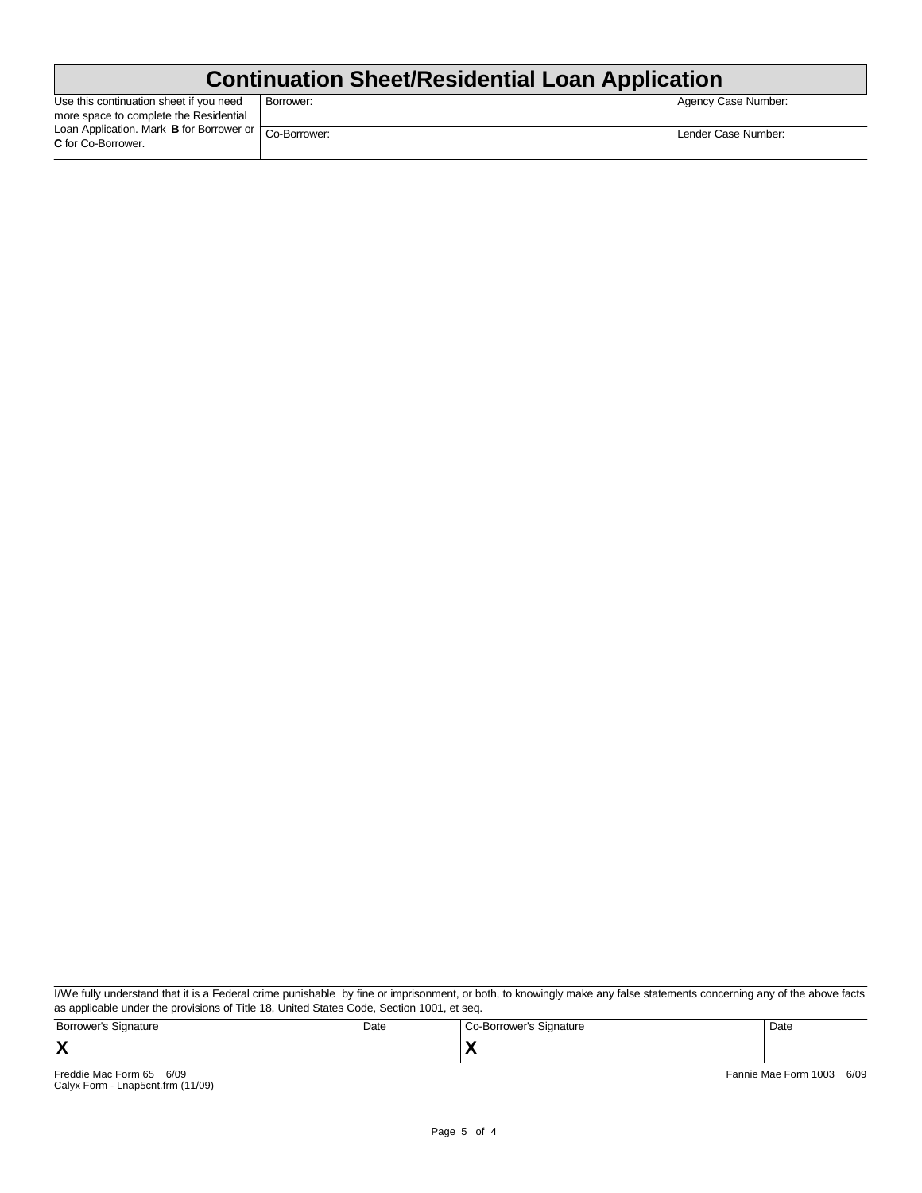# Continuation Sheet/Residential Loan Application

| | | |
|---|---|---|
| Use this continuation sheet if you need more space to complete the Residential Loan Application. Mark **B** for Borrower or **C** for Co-Borrower. | Borrower: | Agency Case Number: |
| | Co-Borrower: | Lender Case Number: |

I/We fully understand that it is a Federal crime punishable by fine or imprisonment, or both, to knowingly make any false statements concerning any of the above facts as applicable under the provisions of Title 18, United States Code, Section 1001, et seq.

| Borrower's Signature | Date | Co-Borrower's Signature | Date |
|---|---|---|---|
| **X** | | **X** | |

Freddie Mac Form 65 6/09
Calyx Form - Lnap5cnt.frm (11/09)

Fannie Mae Form 1003 6/09